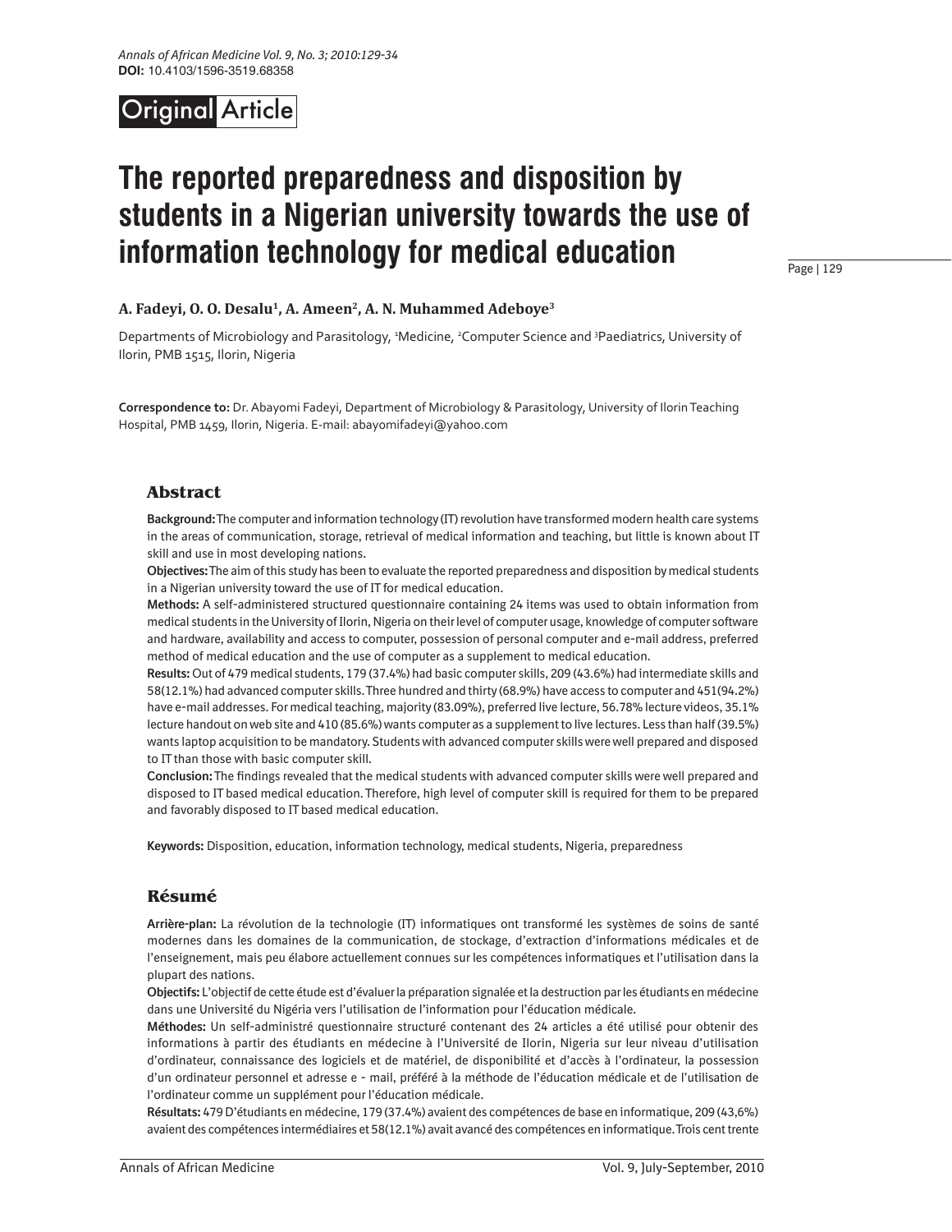Original Article

# The reported preparedness and disposition by students in a Nigerian university towards the use of information technology for medical education

**A. Fadeyi, O. O. Desalu[1], A. Ameen[2], A. N. Muhammed Adeboye[3]**

Departments of Microbiology and Parasitology, [1]Medicine, [2]Computer Science and [3]Paediatrics, University of Ilorin, PMB 1515, Ilorin, Nigeria

**Correspondence to:** Dr. Abayomi Fadeyi, Department of Microbiology & Parasitology, University of Ilorin Teaching Hospital, PMB 1459, Ilorin, Nigeria. E-mail: abayomifadeyi@yahoo.com

## Abstract

**Background:** The computer and information technology (IT) revolution have transformed modern health care systems in the areas of communication, storage, retrieval of medical information and teaching, but little is known about IT skill and use in most developing nations.

**Objectives:** The aim of this study has been to evaluate the reported preparedness and disposition by medical students in a Nigerian university toward the use of IT for medical education.

**Methods:** A self-administered structured questionnaire containing 24 items was used to obtain information from medical students in the University of Ilorin, Nigeria on their level of computer usage, knowledge of computer software and hardware, availability and access to computer, possession of personal computer and e-mail address, preferred method of medical education and the use of computer as a supplement to medical education.

**Results:** Out of 479 medical students, 179 (37.4%) had basic computer skills, 209 (43.6%) had intermediate skills and 58(12.1%) had advanced computer skills. Three hundred and thirty (68.9%) have access to computer and 451(94.2%) have e-mail addresses. For medical teaching, majority (83.09%), preferred live lecture, 56.78% lecture videos, 35.1% lecture handout on web site and 410 (85.6%) wants computer as a supplement to live lectures. Less than half (39.5%) wants laptop acquisition to be mandatory. Students with advanced computer skills were well prepared and disposed to IT than those with basic computer skill.

**Conclusion:** The findings revealed that the medical students with advanced computer skills were well prepared and disposed to IT based medical education. Therefore, high level of computer skill is required for them to be prepared and favorably disposed to IT based medical education.

**Keywords:** Disposition, education, information technology, medical students, Nigeria, preparedness

## Résumé

**Arrière-plan:** La révolution de la technologie (IT) informatiques ont transformé les systèmes de soins de santé modernes dans les domaines de la communication, de stockage, d'extraction d'informations médicales et de l'enseignement, mais peu élabore actuellement connues sur les compétences informatiques et l'utilisation dans la plupart des nations.

**Objectifs:** L'objectif de cette étude est d'évaluer la préparation signalée et la destruction par les étudiants en médecine dans une Université du Nigéria vers l'utilisation de l'information pour l'éducation médicale.

**Méthodes:** Un self-administré questionnaire structuré contenant des 24 articles a été utilisé pour obtenir des informations à partir des étudiants en médecine à l'Université de Ilorin, Nigeria sur leur niveau d'utilisation d'ordinateur, connaissance des logiciels et de matériel, de disponibilité et d'accès à l'ordinateur, la possession d'un ordinateur personnel et adresse e - mail, préféré à la méthode de l'éducation médicale et de l'utilisation de l'ordinateur comme un supplément pour l'éducation médicale.

**Résultats:** 479 D'étudiants en médecine, 179 (37.4%) avaient des compétences de base en informatique, 209 (43,6%) avaient des compétences intermédiaires et 58(12.1%) avait avancé des compétences en informatique. Trois cent trente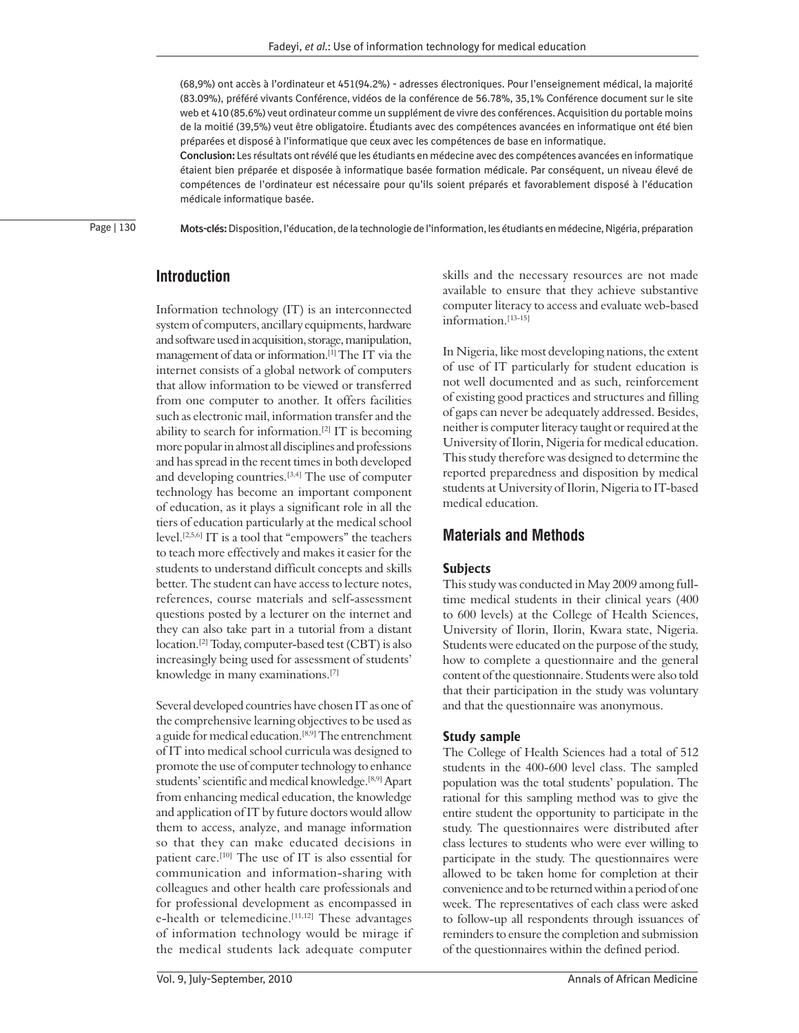(68,9%) ont accès à l'ordinateur et 451(94.2%) - adresses électroniques. Pour l'enseignement médical, la majorité (83.09%), préféré vivants Conférence, vidéos de la conférence de 56.78%, 35,1% Conférence document sur le site web et 410 (85.6%) veut ordinateur comme un supplément de vivre des conférences. Acquisition du portable moins de la moitié (39,5%) veut être obligatoire. Étudiants avec des compétences avancées en informatique ont été bien préparées et disposé à l'informatique que ceux avec les compétences de base en informatique.

**Conclusion:** Les résultats ont révélé que les étudiants en médecine avec des compétences avancées en informatique étaient bien préparée et disposée à informatique basée formation médicale. Par conséquent, un niveau élevé de compétences de l'ordinateur est nécessaire pour qu'ils soient préparés et favorablement disposé à l'éducation médicale informatique basée.

**Mots-clés:** Disposition, l'éducation, de la technologie de l'information, les étudiants en médecine, Nigéria, préparation

## Introduction

Information technology (IT) is an interconnected system of computers, ancillary equipments, hardware and software used in acquisition, storage, manipulation, management of data or information.[1] The IT via the internet consists of a global network of computers that allow information to be viewed or transferred from one computer to another. It offers facilities such as electronic mail, information transfer and the ability to search for information.[2] IT is becoming more popular in almost all disciplines and professions and has spread in the recent times in both developed and developing countries.[3,4] The use of computer technology has become an important component of education, as it plays a significant role in all the tiers of education particularly at the medical school level.[2,5,6] IT is a tool that "empowers" the teachers to teach more effectively and makes it easier for the students to understand difficult concepts and skills better. The student can have access to lecture notes, references, course materials and self-assessment questions posted by a lecturer on the internet and they can also take part in a tutorial from a distant location.[2] Today, computer-based test (CBT) is also increasingly being used for assessment of students' knowledge in many examinations.[7]

Several developed countries have chosen IT as one of the comprehensive learning objectives to be used as a guide for medical education.[8,9] The entrenchment of IT into medical school curricula was designed to promote the use of computer technology to enhance students' scientific and medical knowledge.[8,9] Apart from enhancing medical education, the knowledge and application of IT by future doctors would allow them to access, analyze, and manage information so that they can make educated decisions in patient care.[10] The use of IT is also essential for communication and information-sharing with colleagues and other health care professionals and for professional development as encompassed in e-health or telemedicine.[11,12] These advantages of information technology would be mirage if the medical students lack adequate computer skills and the necessary resources are not made available to ensure that they achieve substantive computer literacy to access and evaluate web-based information.[13-15]

In Nigeria, like most developing nations, the extent of use of IT particularly for student education is not well documented and as such, reinforcement of existing good practices and structures and filling of gaps can never be adequately addressed. Besides, neither is computer literacy taught or required at the University of Ilorin, Nigeria for medical education. This study therefore was designed to determine the reported preparedness and disposition by medical students at University of Ilorin, Nigeria to IT-based medical education.

## Materials and Methods

### Subjects

This study was conducted in May 2009 among full-time medical students in their clinical years (400 to 600 levels) at the College of Health Sciences, University of Ilorin, Ilorin, Kwara state, Nigeria. Students were educated on the purpose of the study, how to complete a questionnaire and the general content of the questionnaire. Students were also told that their participation in the study was voluntary and that the questionnaire was anonymous.

### Study sample

The College of Health Sciences had a total of 512 students in the 400-600 level class. The sampled population was the total students' population. The rational for this sampling method was to give the entire student the opportunity to participate in the study. The questionnaires were distributed after class lectures to students who were ever willing to participate in the study. The questionnaires were allowed to be taken home for completion at their convenience and to be returned within a period of one week. The representatives of each class were asked to follow-up all respondents through issuances of reminders to ensure the completion and submission of the questionnaires within the defined period.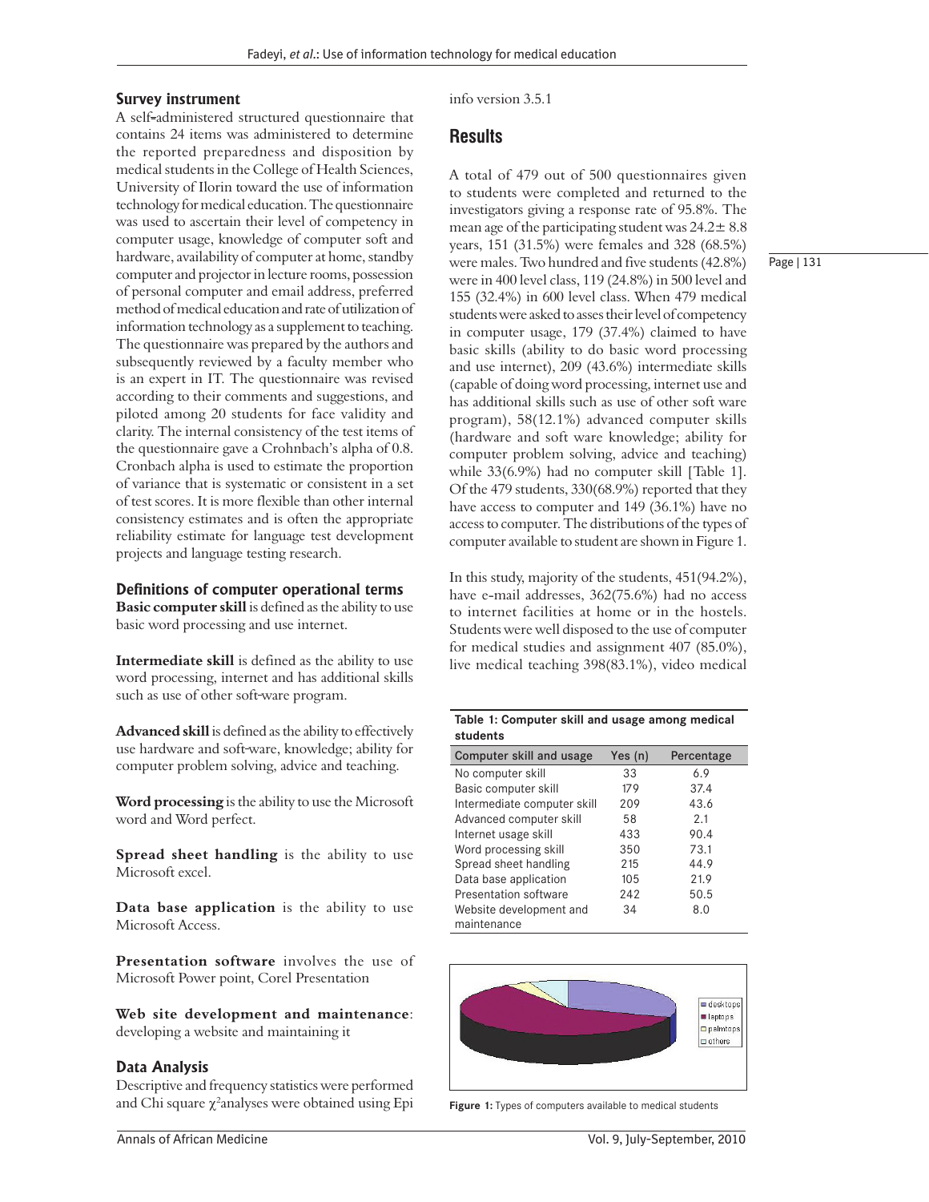## Survey instrument

A self-administered structured questionnaire that contains 24 items was administered to determine the reported preparedness and disposition by medical students in the College of Health Sciences, University of Ilorin toward the use of information technology for medical education. The questionnaire was used to ascertain their level of competency in computer usage, knowledge of computer soft and hardware, availability of computer at home, standby computer and projector in lecture rooms, possession of personal computer and email address, preferred method of medical education and rate of utilization of information technology as a supplement to teaching. The questionnaire was prepared by the authors and subsequently reviewed by a faculty member who is an expert in IT. The questionnaire was revised according to their comments and suggestions, and piloted among 20 students for face validity and clarity. The internal consistency of the test items of the questionnaire gave a Crohnbach's alpha of 0.8. Cronbach alpha is used to estimate the proportion of variance that is systematic or consistent in a set of test scores. It is more flexible than other internal consistency estimates and is often the appropriate reliability estimate for language test development projects and language testing research.

## Definitions of computer operational terms

**Basic computer skill** is defined as the ability to use basic word processing and use internet.

**Intermediate skill** is defined as the ability to use word processing, internet and has additional skills such as use of other soft-ware program.

**Advanced skill** is defined as the ability to effectively use hardware and soft-ware, knowledge; ability for computer problem solving, advice and teaching.

**Word processing** is the ability to use the Microsoft word and Word perfect.

**Spread sheet handling** is the ability to use Microsoft excel.

**Data base application** is the ability to use Microsoft Access.

**Presentation software** involves the use of Microsoft Power point, Corel Presentation

**Web site development and maintenance**: developing a website and maintaining it

## Data Analysis

Descriptive and frequency statistics were performed and Chi square $\chi^2$analyses were obtained using Epi info version 3.5.1

# Results

A total of 479 out of 500 questionnaires given to students were completed and returned to the investigators giving a response rate of 95.8%. The mean age of the participating student was 24.2± 8.8 years, 151 (31.5%) were females and 328 (68.5%) were males. Two hundred and five students (42.8%) were in 400 level class, 119 (24.8%) in 500 level and 155 (32.4%) in 600 level class. When 479 medical students were asked to asses their level of competency in computer usage, 179 (37.4%) claimed to have basic skills (ability to do basic word processing and use internet), 209 (43.6%) intermediate skills (capable of doing word processing, internet use and has additional skills such as use of other soft ware program), 58(12.1%) advanced computer skills (hardware and soft ware knowledge; ability for computer problem solving, advice and teaching) while 33(6.9%) had no computer skill [Table 1]. Of the 479 students, 330(68.9%) reported that they have access to computer and 149 (36.1%) have no access to computer. The distributions of the types of computer available to student are shown in Figure 1.

In this study, majority of the students, 451(94.2%), have e-mail addresses, 362(75.6%) had no access to internet facilities at home or in the hostels. Students were well disposed to the use of computer for medical studies and assignment 407 (85.0%), live medical teaching 398(83.1%), video medical

**Table 1: Computer skill and usage among medical students**

| Computer skill and usage | Yes (n) | Percentage |
|---|---|---|
| No computer skill | 33 | 6.9 |
| Basic computer skill | 179 | 37.4 |
| Intermediate computer skill | 209 | 43.6 |
| Advanced computer skill | 58 | 2.1 |
| Internet usage skill | 433 | 90.4 |
| Word processing skill | 350 | 73.1 |
| Spread sheet handling | 215 | 44.9 |
| Data base application | 105 | 21.9 |
| Presentation software | 242 | 50.5 |
| Website development and maintenance | 34 | 8.0 |

desktops
laptops
palmtops
others

**Figure 1:** Types of computers available to medical students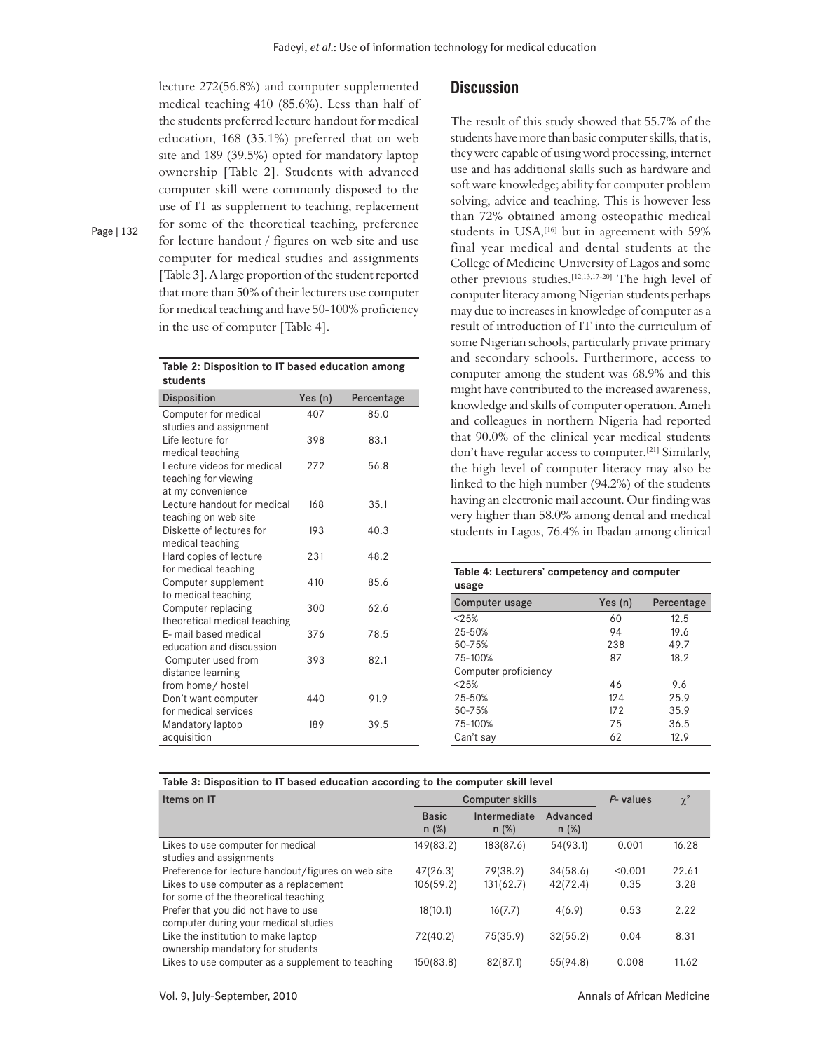lecture 272(56.8%) and computer supplemented medical teaching 410 (85.6%). Less than half of the students preferred lecture handout for medical education, 168 (35.1%) preferred that on web site and 189 (39.5%) opted for mandatory laptop ownership [Table 2]. Students with advanced computer skill were commonly disposed to the use of IT as supplement to teaching, replacement for some of the theoretical teaching, preference for lecture handout / figures on web site and use computer for medical studies and assignments [Table 3]. A large proportion of the student reported that more than 50% of their lecturers use computer for medical teaching and have 50-100% proficiency in the use of computer [Table 4].

**Table 2: Disposition to IT based education among students**

| Disposition | Yes (n) | Percentage |
|---|---|---|
| Computer for medical studies and assignment | 407 | 85.0 |
| Life lecture for medical teaching | 398 | 83.1 |
| Lecture videos for medical teaching for viewing at my convenience | 272 | 56.8 |
| Lecture handout for medical teaching on web site | 168 | 35.1 |
| Diskette of lectures for medical teaching | 193 | 40.3 |
| Hard copies of lecture for medical teaching | 231 | 48.2 |
| Computer supplement to medical teaching | 410 | 85.6 |
| Computer replacing theoretical medical teaching | 300 | 62.6 |
| E- mail based medical education and discussion | 376 | 78.5 |
| Computer used from distance learning from home/ hostel | 393 | 82.1 |
| Don't want computer for medical services | 440 | 91.9 |
| Mandatory laptop acquisition | 189 | 39.5 |

## Discussion

The result of this study showed that 55.7% of the students have more than basic computer skills, that is, they were capable of using word processing, internet use and has additional skills such as hardware and soft ware knowledge; ability for computer problem solving, advice and teaching. This is however less than 72% obtained among osteopathic medical students in USA,[16] but in agreement with 59% final year medical and dental students at the College of Medicine University of Lagos and some other previous studies.[12,13,17-20] The high level of computer literacy among Nigerian students perhaps may due to increases in knowledge of computer as a result of introduction of IT into the curriculum of some Nigerian schools, particularly private primary and secondary schools. Furthermore, access to computer among the student was 68.9% and this might have contributed to the increased awareness, knowledge and skills of computer operation. Ameh and colleagues in northern Nigeria had reported that 90.0% of the clinical year medical students don't have regular access to computer.[21] Similarly, the high level of computer literacy may also be linked to the high number (94.2%) of the students having an electronic mail account. Our finding was very higher than 58.0% among dental and medical students in Lagos, 76.4% in Ibadan among clinical

**Table 4: Lecturers' competency and computer usage**

| Computer usage | Yes (n) | Percentage |
|---|---|---|
| <25% | 60 | 12.5 |
| 25-50% | 94 | 19.6 |
| 50-75% | 238 | 49.7 |
| 75-100% | 87 | 18.2 |
| Computer proficiency | | |
| <25% | 46 | 9.6 |
| 25-50% | 124 | 25.9 |
| 50-75% | 172 | 35.9 |
| 75-100% | 75 | 36.5 |
| Can't say | 62 | 12.9 |

**Table 3: Disposition to IT based education according to the computer skill level**

| Items on IT | Computer skills | | | *P*- values | $\chi^2$ |
|---|---|---|---|---|---|
| | Basic n (%) | Intermediate n (%) | Advanced n (%) | | |
| Likes to use computer for medical studies and assignments | 149(83.2) | 183(87.6) | 54(93.1) | 0.001 | 16.28 |
| Preference for lecture handout/figures on web site | 47(26.3) | 79(38.2) | 34(58.6) | <0.001 | 22.61 |
| Likes to use computer as a replacement for some of the theoretical teaching | 106(59.2) | 131(62.7) | 42(72.4) | 0.35 | 3.28 |
| Prefer that you did not have to use computer during your medical studies | 18(10.1) | 16(7.7) | 4(6.9) | 0.53 | 2.22 |
| Like the institution to make laptop ownership mandatory for students | 72(40.2) | 75(35.9) | 32(55.2) | 0.04 | 8.31 |
| Likes to use computer as a supplement to teaching | 150(83.8) | 82(87.1) | 55(94.8) | 0.008 | 11.62 |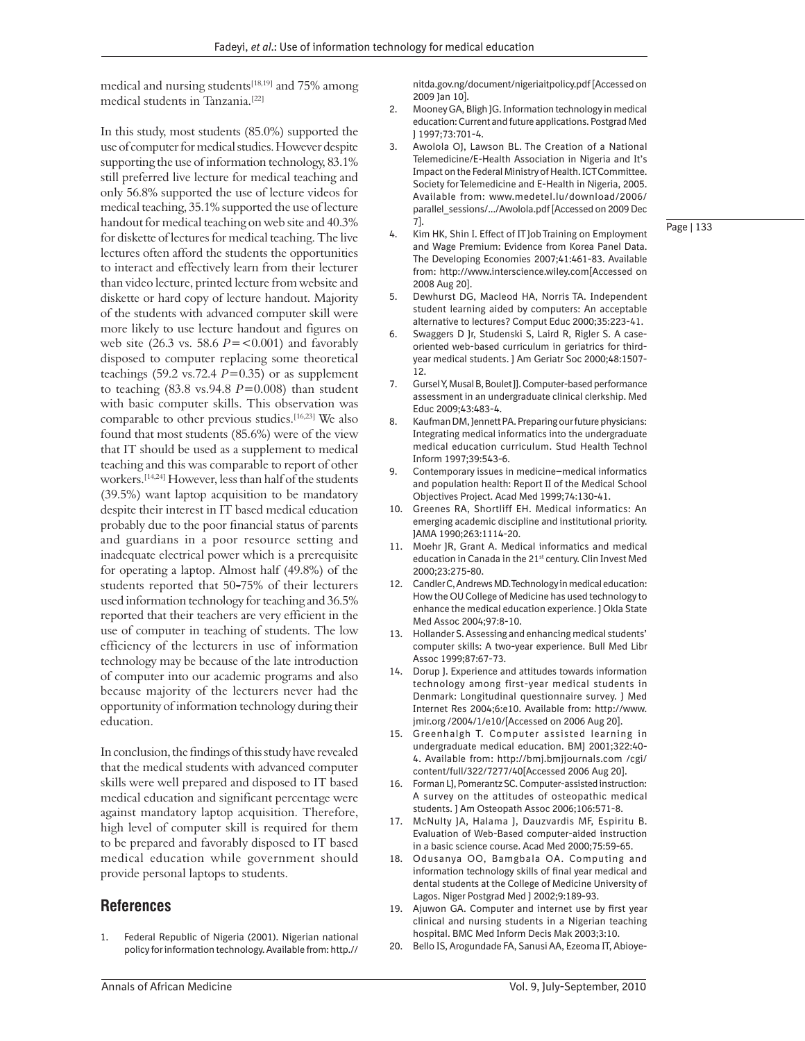medical and nursing students[18,19] and 75% among medical students in Tanzania.[22]

In this study, most students (85.0%) supported the use of computer for medical studies. However despite supporting the use of information technology, 83.1% still preferred live lecture for medical teaching and only 56.8% supported the use of lecture videos for medical teaching, 35.1% supported the use of lecture handout for medical teaching on web site and 40.3% for diskette of lectures for medical teaching. The live lectures often afford the students the opportunities to interact and effectively learn from their lecturer than video lecture, printed lecture from website and diskette or hard copy of lecture handout. Majority of the students with advanced computer skill were more likely to use lecture handout and figures on web site (26.3 vs. 58.6 $P=<0.001$) and favorably disposed to computer replacing some theoretical teachings (59.2 vs.72.4 $P=0.35$) or as supplement to teaching (83.8 vs.94.8 $P=0.008$) than student with basic computer skills. This observation was comparable to other previous studies.[16,23] We also found that most students (85.6%) were of the view that IT should be used as a supplement to medical teaching and this was comparable to report of other workers.[14,24] However, less than half of the students (39.5%) want laptop acquisition to be mandatory despite their interest in IT based medical education probably due to the poor financial status of parents and guardians in a poor resource setting and inadequate electrical power which is a prerequisite for operating a laptop. Almost half (49.8%) of the students reported that 50-75% of their lecturers used information technology for teaching and 36.5% reported that their teachers are very efficient in the use of computer in teaching of students. The low efficiency of the lecturers in use of information technology may be because of the late introduction of computer into our academic programs and also because majority of the lecturers never had the opportunity of information technology during their education.

In conclusion, the findings of this study have revealed that the medical students with advanced computer skills were well prepared and disposed to IT based medical education and significant percentage were against mandatory laptop acquisition. Therefore, high level of computer skill is required for them to be prepared and favorably disposed to IT based medical education while government should provide personal laptops to students.

## References

1. Federal Republic of Nigeria (2001). Nigerian national policy for information technology. Available from: http.//nitda.gov.ng/document/nigeriaitpolicy.pdf [Accessed on 2009 Jan 10].
2. Mooney GA, Bligh JG. Information technology in medical education: Current and future applications. Postgrad Med J 1997;73:701-4.
3. Awolola OJ, Lawson BL. The Creation of a National Telemedicine/E-Health Association in Nigeria and It's Impact on the Federal Ministry of Health. ICT Committee. Society for Telemedicine and E-Health in Nigeria, 2005. Available from: www.medetel.lu/download/2006/parallel_sessions/.../Awolola.pdf [Accessed on 2009 Dec 7].
4. Kim HK, Shin I. Effect of IT Job Training on Employment and Wage Premium: Evidence from Korea Panel Data. The Developing Economies 2007;41:461-83. Available from: http://www.interscience.wiley.com[Accessed on 2008 Aug 20].
5. Dewhurst DG, Macleod HA, Norris TA. Independent student learning aided by computers: An acceptable alternative to lectures? Comput Educ 2000;35:223-41.
6. Swaggers D Jr, Studenski S, Laird R, Rigler S. A case-oriented web-based curriculum in geriatrics for third-year medical students. J Am Geriatr Soc 2000;48:1507-12.
7. Gursel Y, Musal B, Boulet JJ. Computer-based performance assessment in an undergraduate clinical clerkship. Med Educ 2009;43:483-4.
8. Kaufman DM, Jennett PA. Preparing our future physicians: Integrating medical informatics into the undergraduate medical education curriculum. Stud Health Technol Inform 1997;39:543-6.
9. Contemporary issues in medicine—medical informatics and population health: Report II of the Medical School Objectives Project. Acad Med 1999;74:130-41.
10. Greenes RA, Shortliff EH. Medical informatics: An emerging academic discipline and institutional priority. JAMA 1990;263:1114-20.
11. Moehr JR, Grant A. Medical informatics and medical education in Canada in the 21st century. Clin Invest Med 2000;23:275-80.
12. Candler C, Andrews MD. Technology in medical education: How the OU College of Medicine has used technology to enhance the medical education experience. J Okla State Med Assoc 2004;97:8-10.
13. Hollander S. Assessing and enhancing medical students' computer skills: A two-year experience. Bull Med Libr Assoc 1999;87:67-73.
14. Dorup J. Experience and attitudes towards information technology among first-year medical students in Denmark: Longitudinal questionnaire survey. J Med Internet Res 2004;6:e10. Available from: http://www.jmir.org /2004/1/e10/[Accessed on 2006 Aug 20].
15. Greenhalgh T. Computer assisted learning in undergraduate medical education. BMJ 2001;322:40-4. Available from: http://bmj.bmjjournals.com /cgi/content/full/322/7277/40[Accessed 2006 Aug 20].
16. Forman LJ, Pomerantz SC. Computer-assisted instruction: A survey on the attitudes of osteopathic medical students. J Am Osteopath Assoc 2006;106:571-8.
17. McNulty JA, Halama J, Dauzvardis MF, Espiritu B. Evaluation of Web-Based computer-aided instruction in a basic science course. Acad Med 2000;75:59-65.
18. Odusanya OO, Bamgbala OA. Computing and information technology skills of final year medical and dental students at the College of Medicine University of Lagos. Niger Postgrad Med J 2002;9:189-93.
19. Ajuwon GA. Computer and internet use by first year clinical and nursing students in a Nigerian teaching hospital. BMC Med Inform Decis Mak 2003;3:10.
20. Bello IS, Arogundade FA, Sanusi AA, Ezeoma IT, Abioye-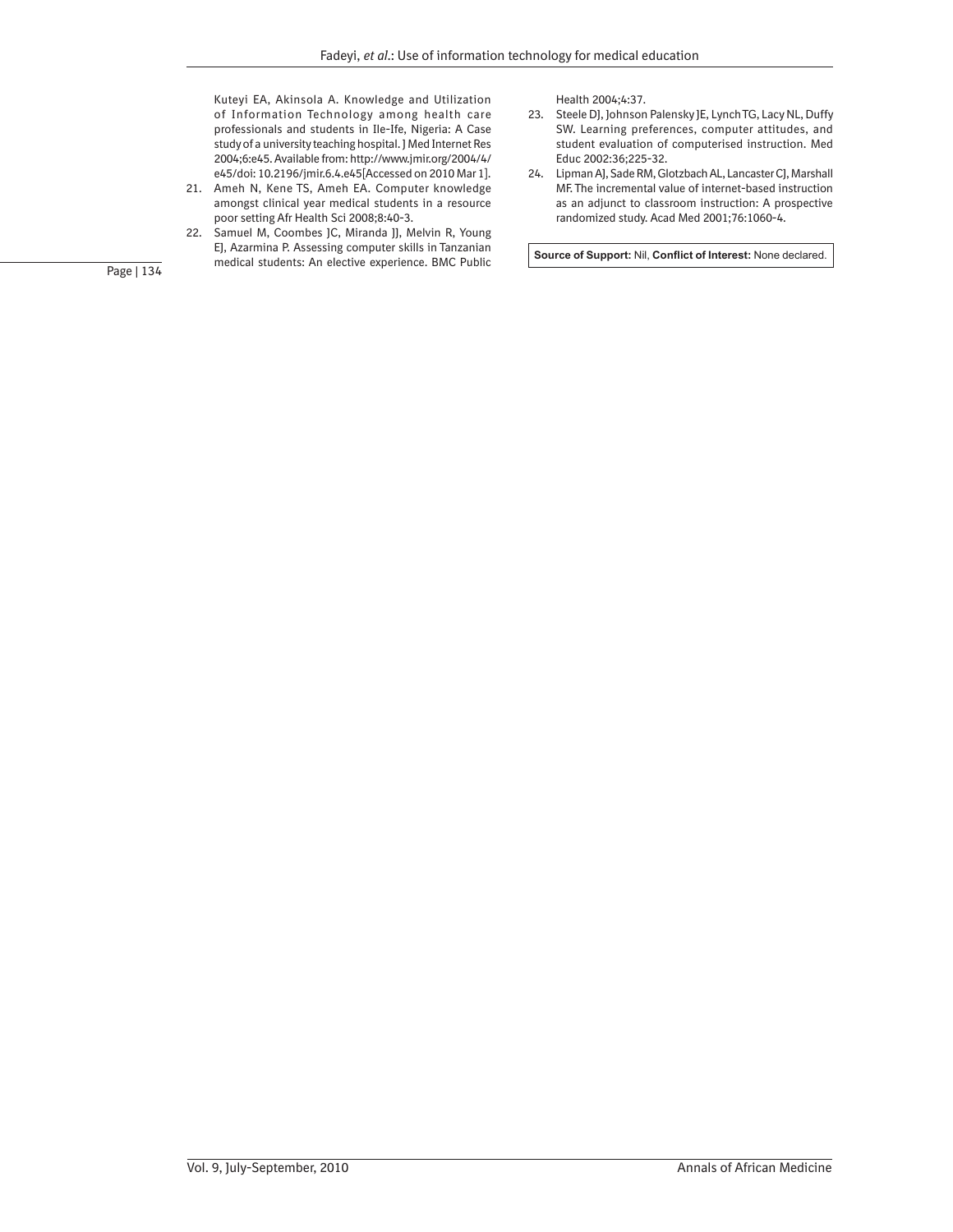Kuteyi EA, Akinsola A. Knowledge and Utilization of Information Technology among health care professionals and students in Ile-Ife, Nigeria: A Case study of a university teaching hospital. J Med Internet Res 2004;6:e45. Available from: http://www.jmir.org/2004/4/e45/doi: 10.2196/jmir.6.4.e45[Accessed on 2010 Mar 1].

21. Ameh N, Kene TS, Ameh EA. Computer knowledge amongst clinical year medical students in a resource poor setting Afr Health Sci 2008;8:40-3.
22. Samuel M, Coombes JC, Miranda JJ, Melvin R, Young EJ, Azarmina P. Assessing computer skills in Tanzanian medical students: An elective experience. BMC Public Health 2004;4:37.
23. Steele DJ, Johnson Palensky JE, Lynch TG, Lacy NL, Duffy SW. Learning preferences, computer attitudes, and student evaluation of computerised instruction. Med Educ 2002:36;225-32.
24. Lipman AJ, Sade RM, Glotzbach AL, Lancaster CJ, Marshall MF. The incremental value of internet-based instruction as an adjunct to classroom instruction: A prospective randomized study. Acad Med 2001;76:1060-4.

**Source of Support:** Nil, **Conflict of Interest:** None declared.